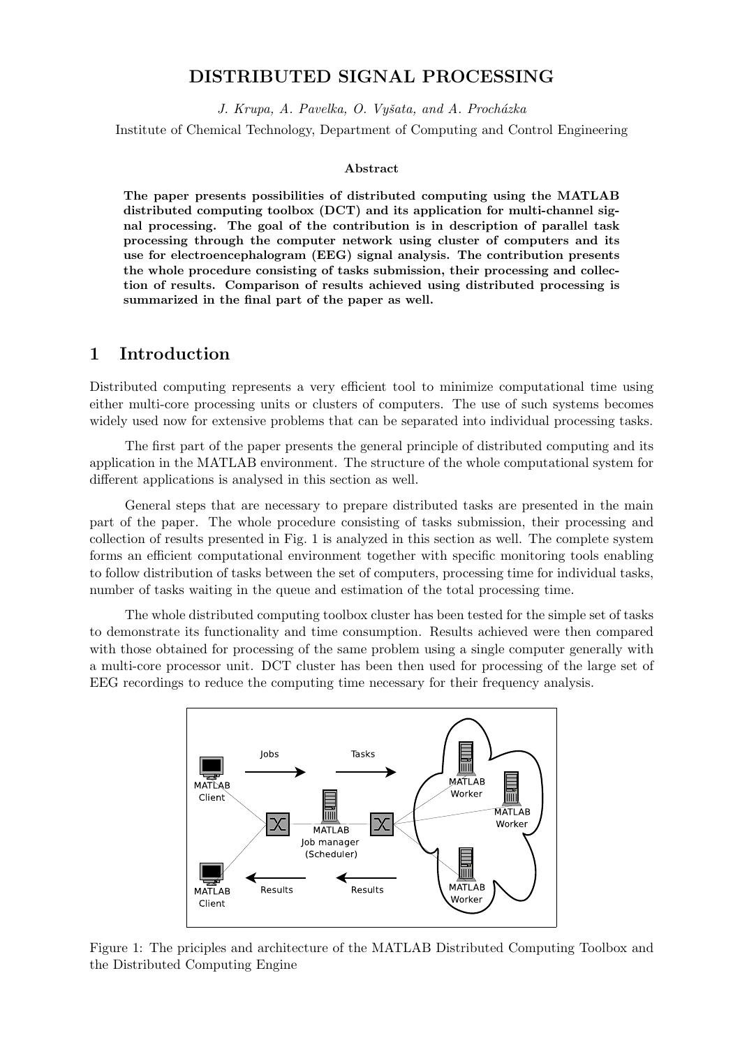# DISTRIBUTED SIGNAL PROCESSING

*J. Krupa, A. Pavelka, O. Vyšata, and A. Procházka*

Institute of Chemical Technology, Department of Computing and Control Engineering

### Abstract

**The paper presents possibilities of distributed computing using the MATLAB distributed computing toolbox (DCT) and its application for multi-channel signal processing. The goal of the contribution is in description of parallel task processing through the computer network using cluster of computers and its use for electroencephalogram (EEG) signal analysis. The contribution presents the whole procedure consisting of tasks submission, their processing and collection of results. Comparison of results achieved using distributed processing is summarized in the final part of the paper as well.**

## 1 Introduction

Distributed computing represents a very efficient tool to minimize computational time using either multi-core processing units or clusters of computers. The use of such systems becomes widely used now for extensive problems that can be separated into individual processing tasks.

The first part of the paper presents the general principle of distributed computing and its application in the MATLAB environment. The structure of the whole computational system for different applications is analysed in this section as well.

General steps that are necessary to prepare distributed tasks are presented in the main part of the paper. The whole procedure consisting of tasks submission, their processing and collection of results presented in Fig. 1 is analyzed in this section as well. The complete system forms an efficient computational environment together with specific monitoring tools enabling to follow distribution of tasks between the set of computers, processing time for individual tasks, number of tasks waiting in the queue and estimation of the total processing time.

The whole distributed computing toolbox cluster has been tested for the simple set of tasks to demonstrate its functionality and time consumption. Results achieved were then compared with those obtained for processing of the same problem using a single computer generally with a multi-core processor unit. DCT cluster has been then used for processing of the large set of EEG recordings to reduce the computing time necessary for their frequency analysis.

Figure 1: The priciples and architecture of the MATLAB Distributed Computing Toolbox and the Distributed Computing Engine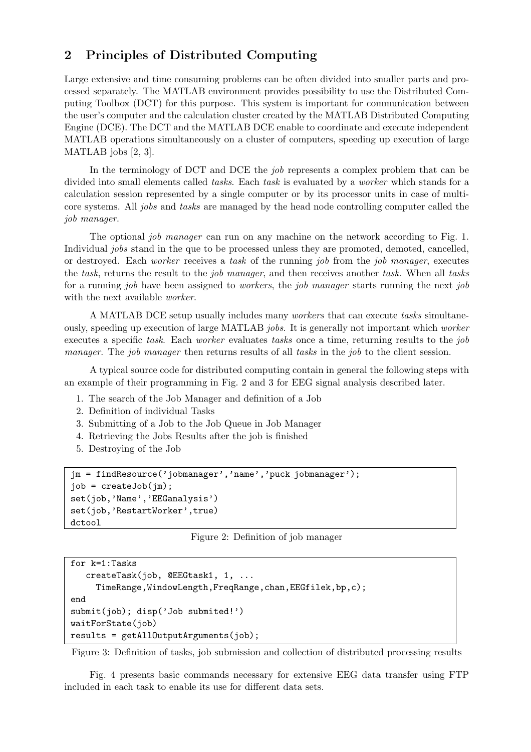## 2 Principles of Distributed Computing

Large extensive and time consuming problems can be often divided into smaller parts and processed separately. The MATLAB environment provides possibility to use the Distributed Computing Toolbox (DCT) for this purpose. This system is important for communication between the user's computer and the calculation cluster created by the MATLAB Distributed Computing Engine (DCE). The DCT and the MATLAB DCE enable to coordinate and execute independent MATLAB operations simultaneously on a cluster of computers, speeding up execution of large MATLAB jobs [2, 3].

In the terminology of DCT and DCE the *job* represents a complex problem that can be divided into small elements called *tasks*. Each *task* is evaluated by a *worker* which stands for a calculation session represented by a single computer or by its processor units in case of multicore systems. All *jobs* and *tasks* are managed by the head node controlling computer called the *job manager*.

The optional *job manager* can run on any machine on the network according to Fig. 1. Individual *jobs* stand in the que to be processed unless they are promoted, demoted, cancelled, or destroyed. Each *worker* receives a *task* of the running *job* from the *job manager*, executes the *task*, returns the result to the *job manager*, and then receives another *task*. When all *tasks* for a running *job* have been assigned to *workers*, the *job manager* starts running the next *job* with the next available *worker*.

A MATLAB DCE setup usually includes many *workers* that can execute *tasks* simultaneously, speeding up execution of large MATLAB *jobs*. It is generally not important which *worker* executes a specific *task*. Each *worker* evaluates *tasks* once a time, returning results to the *job manager*. The *job manager* then returns results of all *tasks* in the *job* to the client session.

A typical source code for distributed computing contain in general the following steps with an example of their programming in Fig. 2 and 3 for EEG signal analysis described later.

1. The search of the Job Manager and definition of a Job
2. Definition of individual Tasks
3. Submitting of a Job to the Job Queue in Job Manager
4. Retrieving the Jobs Results after the job is finished
5. Destroying of the Job

```
jm = findResource('jobmanager','name','puck_jobmanager');
job = createJob(jm);
set(job,'Name','EEGanalysis')
set(job,'RestartWorker',true)
dctool
```

Figure 2: Definition of job manager

```
for k=1:Tasks
   createTask(job, @EEGtask1, 1, ...
     TimeRange,WindowLength,FreqRange,chan,EEGfilek,bp,c);
end
submit(job); disp('Job submited!')
waitForState(job)
results = getAllOutputArguments(job);
```

Figure 3: Definition of tasks, job submission and collection of distributed processing results

Fig. 4 presents basic commands necessary for extensive EEG data transfer using FTP included in each task to enable its use for different data sets.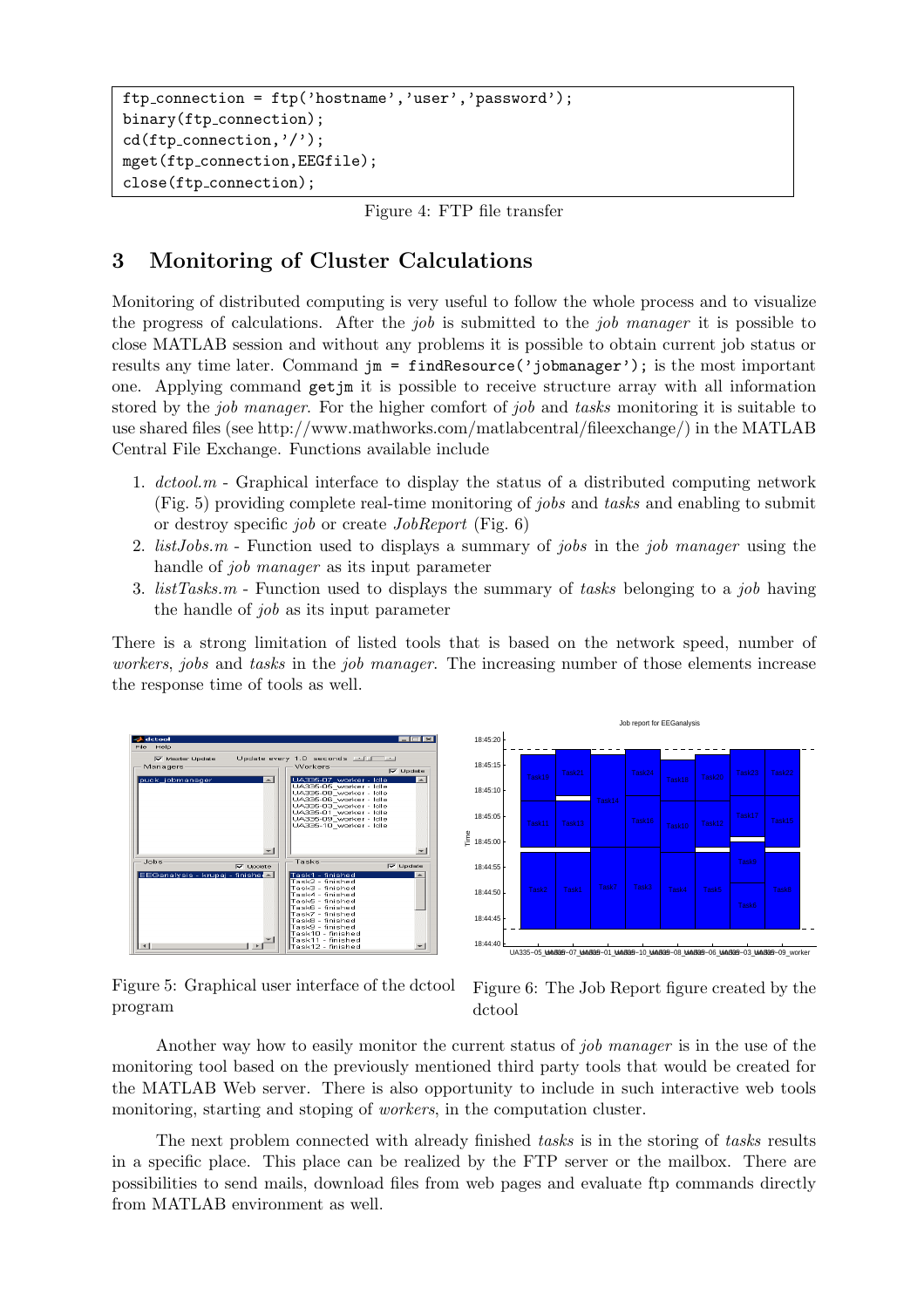```
ftp_connection = ftp('hostname','user','password');
binary(ftp_connection);
cd(ftp_connection,'/');
mget(ftp_connection,EEGfile);
close(ftp_connection);
```

Figure 4: FTP file transfer

## 3 Monitoring of Cluster Calculations

Monitoring of distributed computing is very useful to follow the whole process and to visualize the progress of calculations. After the *job* is submitted to the *job manager* it is possible to close MATLAB session and without any problems it is possible to obtain current job status or results any time later. Command `jm = findResource('jobmanager');` is the most important one. Applying command `getjm` it is possible to receive structure array with all information stored by the *job manager*. For the higher comfort of *job* and *tasks* monitoring it is suitable to use shared files (see http://www.mathworks.com/matlabcentral/fileexchange/) in the MATLAB Central File Exchange. Functions available include

1. *dctool.m* - Graphical interface to display the status of a distributed computing network (Fig. 5) providing complete real-time monitoring of *jobs* and *tasks* and enabling to submit or destroy specific *job* or create *JobReport* (Fig. 6)
2. *listJobs.m* - Function used to displays a summary of *jobs* in the *job manager* using the handle of *job manager* as its input parameter
3. *listTasks.m* - Function used to displays the summary of *tasks* belonging to a *job* having the handle of *job* as its input parameter

There is a strong limitation of listed tools that is based on the network speed, number of *workers*, *jobs* and *tasks* in the *job manager*. The increasing number of those elements increase the response time of tools as well.

Figure 5: Graphical user interface of the dctool program

Figure 6: The Job Report figure created by the dctool

Another way how to easily monitor the current status of *job manager* is in the use of the monitoring tool based on the previously mentioned third party tools that would be created for the MATLAB Web server. There is also opportunity to include in such interactive web tools monitoring, starting and stoping of *workers*, in the computation cluster.

The next problem connected with already finished *tasks* is in the storing of *tasks* results in a specific place. This place can be realized by the FTP server or the mailbox. There are possibilities to send mails, download files from web pages and evaluate ftp commands directly from MATLAB environment as well.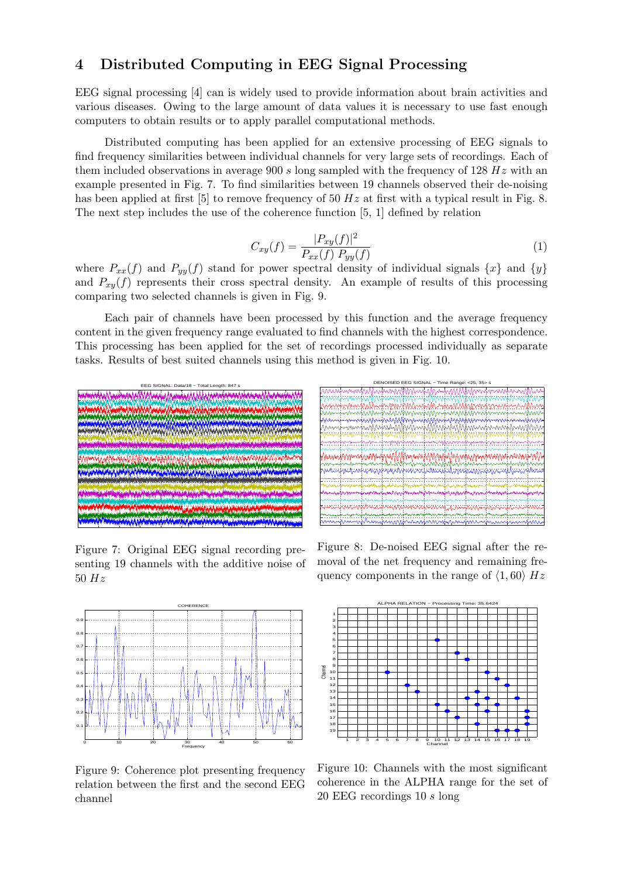# 4 Distributed Computing in EEG Signal Processing

EEG signal processing [4] can is widely used to provide information about brain activities and various diseases. Owing to the large amount of data values it is necessary to use fast enough computers to obtain results or to apply parallel computational methods.

Distributed computing has been applied for an extensive processing of EEG signals to find frequency similarities between individual channels for very large sets of recordings. Each of them included observations in average 900 $s$ long sampled with the frequency of 128 $Hz$ with an example presented in Fig. 7. To find similarities between 19 channels observed their de-noising has been applied at first [5] to remove frequency of 50 $Hz$ at first with a typical result in Fig. 8. The next step includes the use of the coherence function [5, 1] defined by relation

$$C_{xy}(f) = \frac{|P_{xy}(f)|^2}{P_{xx}(f)\, P_{yy}(f)} \tag{1}$$

where $P_{xx}(f)$ and $P_{yy}(f)$ stand for power spectral density of individual signals $\{x\}$ and $\{y\}$ and $P_{xy}(f)$ represents their cross spectral density. An example of results of this processing comparing two selected channels is given in Fig. 9.

Each pair of channels have been processed by this function and the average frequency content in the given frequency range evaluated to find channels with the highest correspondence. This processing has been applied for the set of recordings processed individually as separate tasks. Results of best suited channels using this method is given in Fig. 10.

Figure 7: Original EEG signal recording presenting 19 channels with the additive noise of 50 $Hz$

Figure 8: De-noised EEG signal after the removal of the net frequency and remaining frequency components in the range of $\langle 1, 60 \rangle$ $Hz$

Figure 9: Coherence plot presenting frequency relation between the first and the second EEG channel

Figure 10: Channels with the most significant coherence in the ALPHA range for the set of 20 EEG recordings 10 $s$ long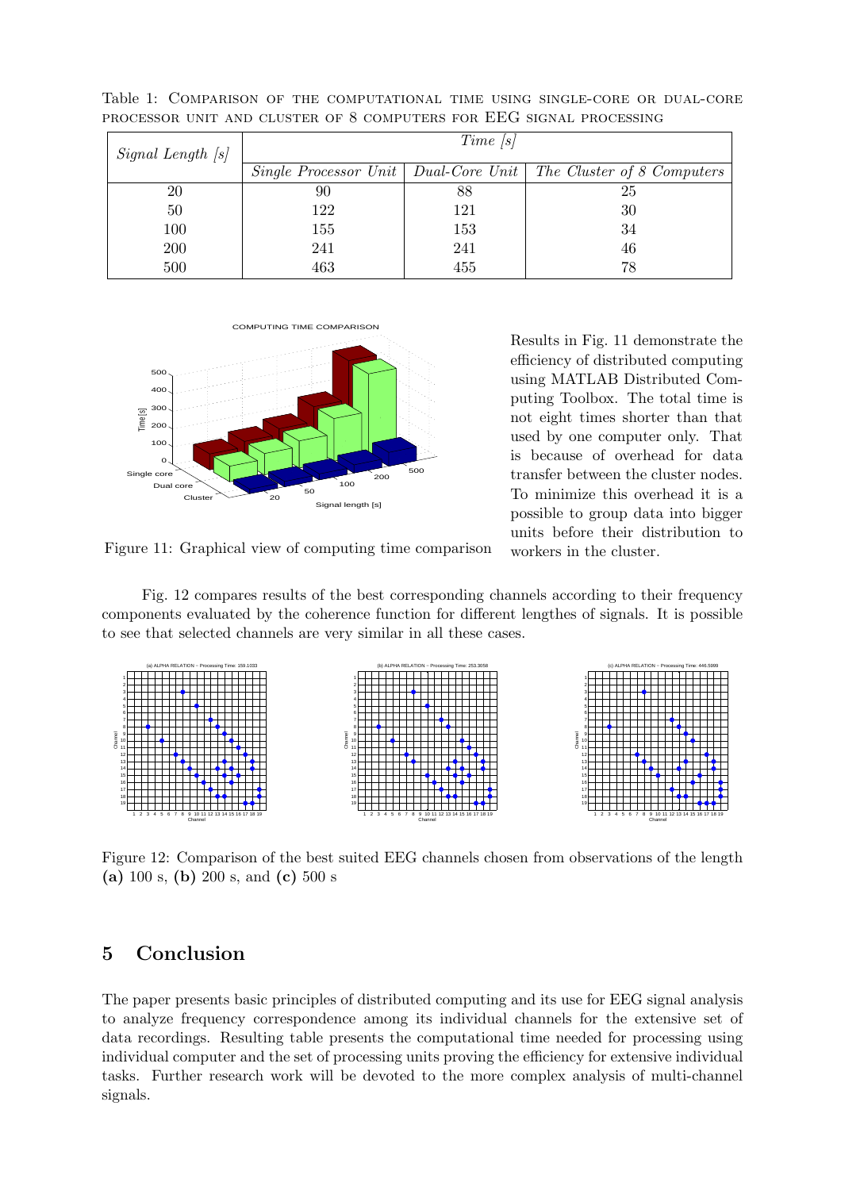Table 1: Comparison of the computational time using single-core or dual-core processor unit and cluster of 8 computers for EEG signal processing

| *Signal Length [s]* | *Time [s]* | | |
|---|---|---|---|
| | *Single Processor Unit* | *Dual-Core Unit* | *The Cluster of 8 Computers* |
| 20 | 90 | 88 | 25 |
| 50 | 122 | 121 | 30 |
| 100 | 155 | 153 | 34 |
| 200 | 241 | 241 | 46 |
| 500 | 463 | 455 | 78 |

Figure 11: Graphical view of computing time comparison

Results in Fig. 11 demonstrate the efficiency of distributed computing using MATLAB Distributed Computing Toolbox. The total time is not eight times shorter than that used by one computer only. That is because of overhead for data transfer between the cluster nodes. To minimize this overhead it is a possible to group data into bigger units before their distribution to workers in the cluster.

Fig. 12 compares results of the best corresponding channels according to their frequency components evaluated by the coherence function for different lengthes of signals. It is possible to see that selected channels are very similar in all these cases.

Figure 12: Comparison of the best suited EEG channels chosen from observations of the length **(a)** 100 s, **(b)** 200 s, and **(c)** 500 s

## 5 Conclusion

The paper presents basic principles of distributed computing and its use for EEG signal analysis to analyze frequency correspondence among its individual channels for the extensive set of data recordings. Resulting table presents the computational time needed for processing using individual computer and the set of processing units proving the efficiency for extensive individual tasks. Further research work will be devoted to the more complex analysis of multi-channel signals.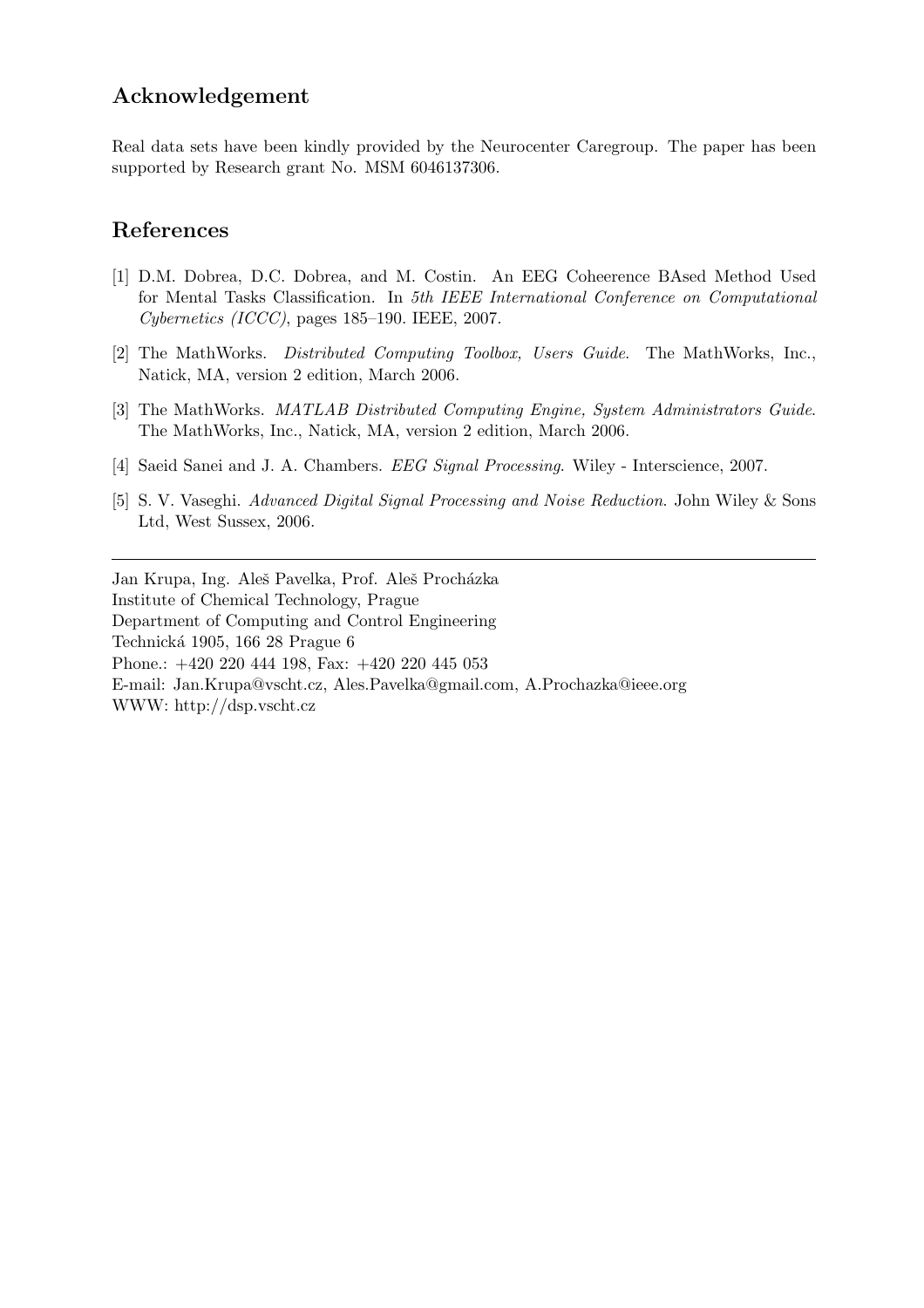## Acknowledgement

Real data sets have been kindly provided by the Neurocenter Caregroup. The paper has been supported by Research grant No. MSM 6046137306.

## References

[1] D.M. Dobrea, D.C. Dobrea, and M. Costin. An EEG Coheerence BAsed Method Used for Mental Tasks Classification. In *5th IEEE International Conference on Computational Cybernetics (ICCC)*, pages 185–190. IEEE, 2007.

[2] The MathWorks. *Distributed Computing Toolbox, Users Guide*. The MathWorks, Inc., Natick, MA, version 2 edition, March 2006.

[3] The MathWorks. *MATLAB Distributed Computing Engine, System Administrators Guide*. The MathWorks, Inc., Natick, MA, version 2 edition, March 2006.

[4] Saeid Sanei and J. A. Chambers. *EEG Signal Processing*. Wiley - Interscience, 2007.

[5] S. V. Vaseghi. *Advanced Digital Signal Processing and Noise Reduction*. John Wiley & Sons Ltd, West Sussex, 2006.

---

Jan Krupa, Ing. Aleš Pavelka, Prof. Aleš Procházka
Institute of Chemical Technology, Prague
Department of Computing and Control Engineering
Technická 1905, 166 28 Prague 6
Phone.: +420 220 444 198, Fax: +420 220 445 053
E-mail: Jan.Krupa@vscht.cz, Ales.Pavelka@gmail.com, A.Prochazka@ieee.org
WWW: http://dsp.vscht.cz